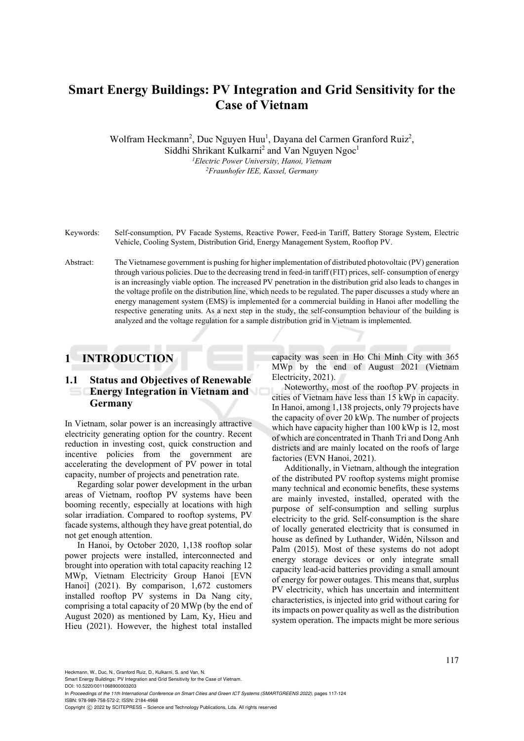# Smart Energy Buildings: PV Integration and Grid Sensitivity for the Case of Vietnam

Wolfram Heckmann[2], Duc Nguyen Huu[1], Dayana del Carmen Granford Ruiz[2], Siddhi Shrikant Kulkarni[2] and Van Nguyen Ngoc[1]

[1]*Electric Power University, Hanoi, Vietnam*
[2]*Fraunhofer IEE, Kassel, Germany*

Keywords: Self-consumption, PV Facade Systems, Reactive Power, Feed-in Tariff, Battery Storage System, Electric Vehicle, Cooling System, Distribution Grid, Energy Management System, Rooftop PV.

Abstract: The Vietnamese government is pushing for higher implementation of distributed photovoltaic (PV) generation through various policies. Due to the decreasing trend in feed-in tariff (FIT) prices, self- consumption of energy is an increasingly viable option. The increased PV penetration in the distribution grid also leads to changes in the voltage profile on the distribution line, which needs to be regulated. The paper discusses a study where an energy management system (EMS) is implemented for a commercial building in Hanoi after modelling the respective generating units. As a next step in the study, the self-consumption behaviour of the building is analyzed and the voltage regulation for a sample distribution grid in Vietnam is implemented.

## 1 INTRODUCTION

### 1.1 Status and Objectives of Renewable Energy Integration in Vietnam and Germany

In Vietnam, solar power is an increasingly attractive electricity generating option for the country. Recent reduction in investing cost, quick construction and incentive policies from the government are accelerating the development of PV power in total capacity, number of projects and penetration rate.

Regarding solar power development in the urban areas of Vietnam, rooftop PV systems have been booming recently, especially at locations with high solar irradiation. Compared to rooftop systems, PV facade systems, although they have great potential, do not get enough attention.

In Hanoi, by October 2020, 1,138 rooftop solar power projects were installed, interconnected and brought into operation with total capacity reaching 12 MWp, Vietnam Electricity Group Hanoi [EVN Hanoi] (2021). By comparison, 1,672 customers installed rooftop PV systems in Da Nang city, comprising a total capacity of 20 MWp (by the end of August 2020) as mentioned by Lam, Ky, Hieu and Hieu (2021). However, the highest total installed capacity was seen in Ho Chi Minh City with 365 MWp by the end of August 2021 (Vietnam Electricity, 2021).

Noteworthy, most of the rooftop PV projects in cities of Vietnam have less than 15 kWp in capacity. In Hanoi, among 1,138 projects, only 79 projects have the capacity of over 20 kWp. The number of projects which have capacity higher than 100 kWp is 12, most of which are concentrated in Thanh Tri and Dong Anh districts and are mainly located on the roofs of large factories (EVN Hanoi, 2021).

Additionally, in Vietnam, although the integration of the distributed PV rooftop systems might promise many technical and economic benefits, these systems are mainly invested, installed, operated with the purpose of self-consumption and selling surplus electricity to the grid. Self-consumption is the share of locally generated electricity that is consumed in house as defined by Luthander, Widén, Nilsson and Palm (2015). Most of these systems do not adopt energy storage devices or only integrate small capacity lead-acid batteries providing a small amount of energy for power outages. This means that, surplus PV electricity, which has uncertain and intermittent characteristics, is injected into grid without caring for its impacts on power quality as well as the distribution system operation. The impacts might be more serious

Heckmann, W., Duc, N., Granford Ruiz, D., Kulkarni, S. and Van, N.
Smart Energy Buildings: PV Integration and Grid Sensitivity for the Case of Vietnam.
DOI: 10.5220/0011068900003203
In *Proceedings of the 11th International Conference on Smart Cities and Green ICT Systems (SMARTGREENS 2022)*, pages 117-124
ISBN: 978-989-758-572-2; ISSN: 2184-4968
Copyright © 2022 by SCITEPRESS – Science and Technology Publications, Lda. All rights reserved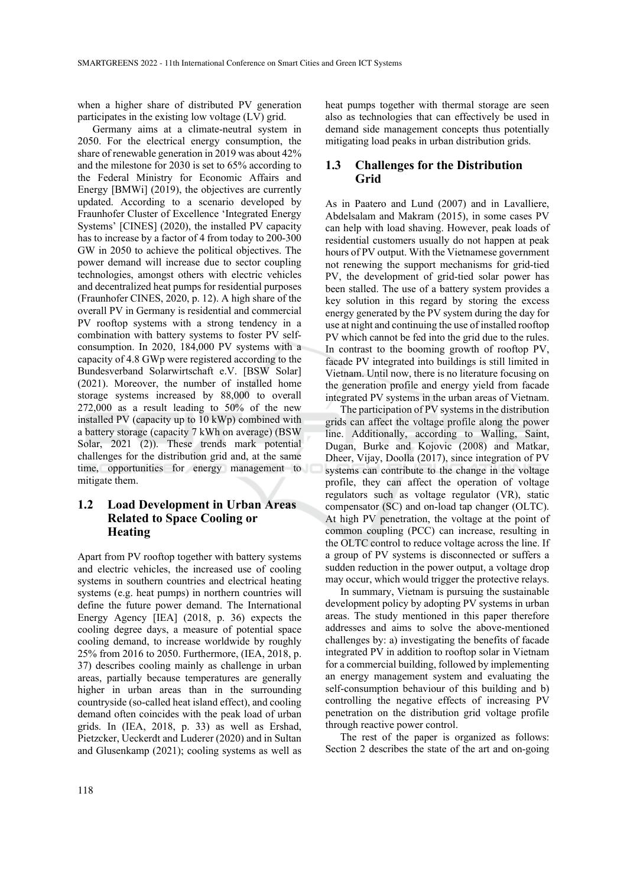when a higher share of distributed PV generation participates in the existing low voltage (LV) grid.

Germany aims at a climate-neutral system in 2050. For the electrical energy consumption, the share of renewable generation in 2019 was about 42% and the milestone for 2030 is set to 65% according to the Federal Ministry for Economic Affairs and Energy [BMWi] (2019), the objectives are currently updated. According to a scenario developed by Fraunhofer Cluster of Excellence 'Integrated Energy Systems' [CINES] (2020), the installed PV capacity has to increase by a factor of 4 from today to 200-300 GW in 2050 to achieve the political objectives. The power demand will increase due to sector coupling technologies, amongst others with electric vehicles and decentralized heat pumps for residential purposes (Fraunhofer CINES, 2020, p. 12). A high share of the overall PV in Germany is residential and commercial PV rooftop systems with a strong tendency in a combination with battery systems to foster PV self-consumption. In 2020, 184,000 PV systems with a capacity of 4.8 GWp were registered according to the Bundesverband Solarwirtschaft e.V. [BSW Solar] (2021). Moreover, the number of installed home storage systems increased by 88,000 to overall 272,000 as a result leading to 50% of the new installed PV (capacity up to 10 kWp) combined with a battery storage (capacity 7 kWh on average) (BSW Solar, 2021 (2)). These trends mark potential challenges for the distribution grid and, at the same time, opportunities for energy management to mitigate them.

## 1.2 Load Development in Urban Areas Related to Space Cooling or Heating

Apart from PV rooftop together with battery systems and electric vehicles, the increased use of cooling systems in southern countries and electrical heating systems (e.g. heat pumps) in northern countries will define the future power demand. The International Energy Agency [IEA] (2018, p. 36) expects the cooling degree days, a measure of potential space cooling demand, to increase worldwide by roughly 25% from 2016 to 2050. Furthermore, (IEA, 2018, p. 37) describes cooling mainly as challenge in urban areas, partially because temperatures are generally higher in urban areas than in the surrounding countryside (so-called heat island effect), and cooling demand often coincides with the peak load of urban grids. In (IEA, 2018, p. 33) as well as Ershad, Pietzcker, Ueckerdt and Luderer (2020) and in Sultan and Glusenkamp (2021); cooling systems as well as heat pumps together with thermal storage are seen also as technologies that can effectively be used in demand side management concepts thus potentially mitigating load peaks in urban distribution grids.

## 1.3 Challenges for the Distribution Grid

As in Paatero and Lund (2007) and in Lavalliere, Abdelsalam and Makram (2015), in some cases PV can help with load shaving. However, peak loads of residential customers usually do not happen at peak hours of PV output. With the Vietnamese government not renewing the support mechanisms for grid-tied PV, the development of grid-tied solar power has been stalled. The use of a battery system provides a key solution in this regard by storing the excess energy generated by the PV system during the day for use at night and continuing the use of installed rooftop PV which cannot be fed into the grid due to the rules. In contrast to the booming growth of rooftop PV, facade PV integrated into buildings is still limited in Vietnam. Until now, there is no literature focusing on the generation profile and energy yield from facade integrated PV systems in the urban areas of Vietnam.

The participation of PV systems in the distribution grids can affect the voltage profile along the power line. Additionally, according to Walling, Saint, Dugan, Burke and Kojovic (2008) and Matkar, Dheer, Vijay, Doolla (2017), since integration of PV systems can contribute to the change in the voltage profile, they can affect the operation of voltage regulators such as voltage regulator (VR), static compensator (SC) and on-load tap changer (OLTC). At high PV penetration, the voltage at the point of common coupling (PCC) can increase, resulting in the OLTC control to reduce voltage across the line. If a group of PV systems is disconnected or suffers a sudden reduction in the power output, a voltage drop may occur, which would trigger the protective relays.

In summary, Vietnam is pursuing the sustainable development policy by adopting PV systems in urban areas. The study mentioned in this paper therefore addresses and aims to solve the above-mentioned challenges by: a) investigating the benefits of facade integrated PV in addition to rooftop solar in Vietnam for a commercial building, followed by implementing an energy management system and evaluating the self-consumption behaviour of this building and b) controlling the negative effects of increasing PV penetration on the distribution grid voltage profile through reactive power control.

The rest of the paper is organized as follows: Section 2 describes the state of the art and on-going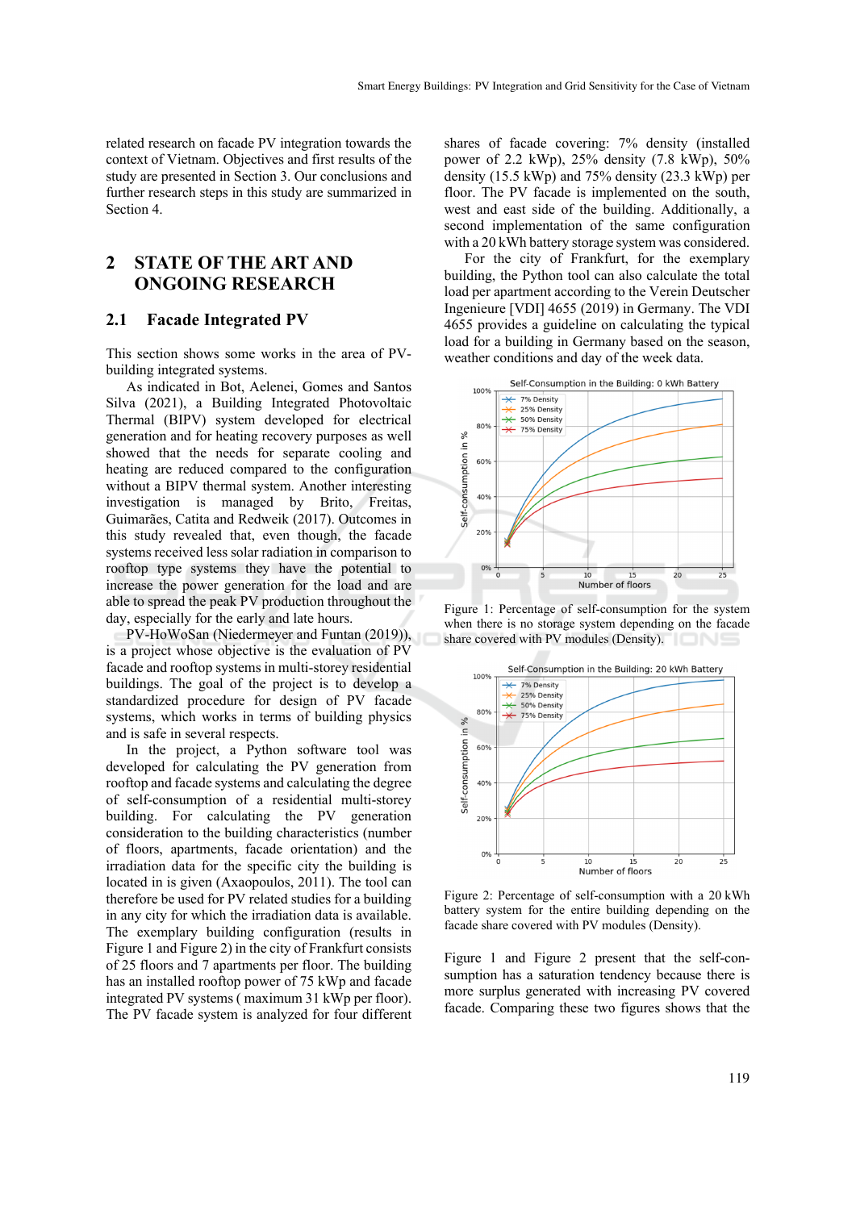related research on facade PV integration towards the context of Vietnam. Objectives and first results of the study are presented in Section 3. Our conclusions and further research steps in this study are summarized in Section 4.

# 2 STATE OF THE ART AND ONGOING RESEARCH

## 2.1 Facade Integrated PV

This section shows some works in the area of PV-building integrated systems.

As indicated in Bot, Aelenei, Gomes and Santos Silva (2021), a Building Integrated Photovoltaic Thermal (BIPV) system developed for electrical generation and for heating recovery purposes as well showed that the needs for separate cooling and heating are reduced compared to the configuration without a BIPV thermal system. Another interesting investigation is managed by Brito, Freitas, Guimarães, Catita and Redweik (2017). Outcomes in this study revealed that, even though, the facade systems received less solar radiation in comparison to rooftop type systems they have the potential to increase the power generation for the load and are able to spread the peak PV production throughout the day, especially for the early and late hours.

PV-HoWoSan (Niedermeyer and Funtan (2019)), is a project whose objective is the evaluation of PV facade and rooftop systems in multi-storey residential buildings. The goal of the project is to develop a standardized procedure for design of PV facade systems, which works in terms of building physics and is safe in several respects.

In the project, a Python software tool was developed for calculating the PV generation from rooftop and facade systems and calculating the degree of self-consumption of a residential multi-storey building. For calculating the PV generation consideration to the building characteristics (number of floors, apartments, facade orientation) and the irradiation data for the specific city the building is located in is given (Axaopoulos, 2011). The tool can therefore be used for PV related studies for a building in any city for which the irradiation data is available. The exemplary building configuration (results in Figure 1 and Figure 2) in the city of Frankfurt consists of 25 floors and 7 apartments per floor. The building has an installed rooftop power of 75 kWp and facade integrated PV systems ( maximum 31 kWp per floor). The PV facade system is analyzed for four different shares of facade covering: 7% density (installed power of 2.2 kWp), 25% density (7.8 kWp), 50% density (15.5 kWp) and 75% density (23.3 kWp) per floor. The PV facade is implemented on the south, west and east side of the building. Additionally, a second implementation of the same configuration with a 20 kWh battery storage system was considered.

For the city of Frankfurt, for the exemplary building, the Python tool can also calculate the total load per apartment according to the Verein Deutscher Ingenieure [VDI] 4655 (2019) in Germany. The VDI 4655 provides a guideline on calculating the typical load for a building in Germany based on the season, weather conditions and day of the week data.

Figure 1: Percentage of self-consumption for the system when there is no storage system depending on the facade share covered with PV modules (Density).

Figure 2: Percentage of self-consumption with a 20 kWh battery system for the entire building depending on the facade share covered with PV modules (Density).

Figure 1 and Figure 2 present that the self-consumption has a saturation tendency because there is more surplus generated with increasing PV covered facade. Comparing these two figures shows that the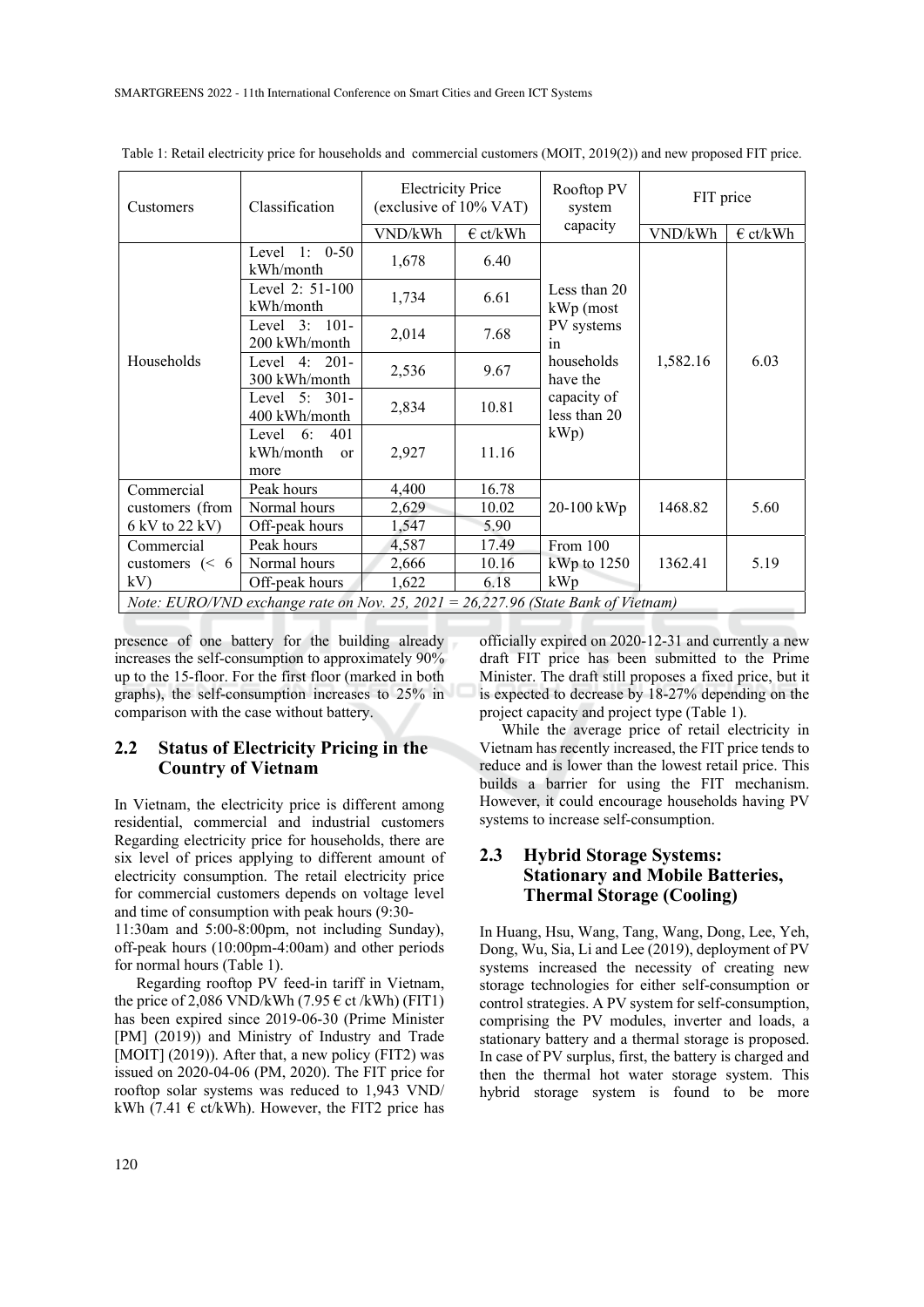Table 1: Retail electricity price for households and commercial customers (MOIT, 2019(2)) and new proposed FIT price.

| Customers | Classification | Electricity Price (exclusive of 10% VAT) | | Rooftop PV system capacity | FIT price | |
|---|---|---|---|---|---|---|
| | | VND/kWh | € ct/kWh | | VND/kWh | € ct/kWh |
| Households | Level 1: 0-50 kWh/month | 1,678 | 6.40 | Less than 20 kWp (most PV systems in households have the capacity of less than 20 kWp) | 1,582.16 | 6.03 |
| | Level 2: 51-100 kWh/month | 1,734 | 6.61 | | | |
| | Level 3: 101-200 kWh/month | 2,014 | 7.68 | | | |
| | Level 4: 201-300 kWh/month | 2,536 | 9.67 | | | |
| | Level 5: 301-400 kWh/month | 2,834 | 10.81 | | | |
| | Level 6: 401 kWh/month or more | 2,927 | 11.16 | | | |
| Commercial customers (from 6 kV to 22 kV) | Peak hours | 4,400 | 16.78 | 20-100 kWp | 1468.82 | 5.60 |
| | Normal hours | 2,629 | 10.02 | | | |
| | Off-peak hours | 1,547 | 5.90 | | | |
| Commercial customers (< 6 kV) | Peak hours | 4,587 | 17.49 | From 100 kWp to 1250 kWp | 1362.41 | 5.19 |
| | Normal hours | 2,666 | 10.16 | | | |
| | Off-peak hours | 1,622 | 6.18 | | | |

*Note: EURO/VND exchange rate on Nov. 25, 2021 = 26,227.96 (State Bank of Vietnam)*

presence of one battery for the building already increases the self-consumption to approximately 90% up to the 15-floor. For the first floor (marked in both graphs), the self-consumption increases to 25% in comparison with the case without battery.

## 2.2 Status of Electricity Pricing in the Country of Vietnam

In Vietnam, the electricity price is different among residential, commercial and industrial customers Regarding electricity price for households, there are six level of prices applying to different amount of electricity consumption. The retail electricity price for commercial customers depends on voltage level and time of consumption with peak hours (9:30-11:30am and 5:00-8:00pm, not including Sunday), off-peak hours (10:00pm-4:00am) and other periods for normal hours (Table 1).

Regarding rooftop PV feed-in tariff in Vietnam, the price of 2,086 VND/kWh (7.95 € ct /kWh) (FIT1) has been expired since 2019-06-30 (Prime Minister [PM] (2019)) and Ministry of Industry and Trade [MOIT] (2019)). After that, a new policy (FIT2) was issued on 2020-04-06 (PM, 2020). The FIT price for rooftop solar systems was reduced to 1,943 VND/ kWh (7.41 € ct/kWh). However, the FIT2 price has officially expired on 2020-12-31 and currently a new draft FIT price has been submitted to the Prime Minister. The draft still proposes a fixed price, but it is expected to decrease by 18-27% depending on the project capacity and project type (Table 1).

While the average price of retail electricity in Vietnam has recently increased, the FIT price tends to reduce and is lower than the lowest retail price. This builds a barrier for using the FIT mechanism. However, it could encourage households having PV systems to increase self-consumption.

## 2.3 Hybrid Storage Systems: Stationary and Mobile Batteries, Thermal Storage (Cooling)

In Huang, Hsu, Wang, Tang, Wang, Dong, Lee, Yeh, Dong, Wu, Sia, Li and Lee (2019), deployment of PV systems increased the necessity of creating new storage technologies for either self-consumption or control strategies. A PV system for self-consumption, comprising the PV modules, inverter and loads, a stationary battery and a thermal storage is proposed. In case of PV surplus, first, the battery is charged and then the thermal hot water storage system. This hybrid storage system is found to be more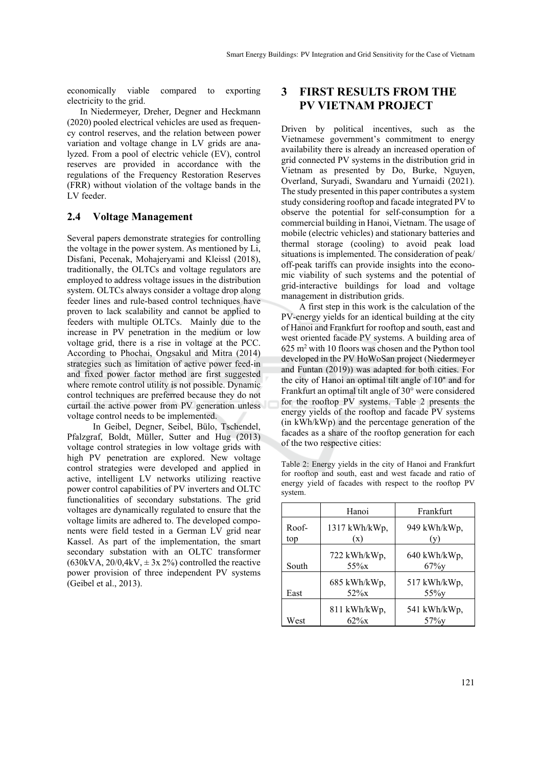economically viable compared to exporting electricity to the grid.

In Niedermeyer, Dreher, Degner and Heckmann (2020) pooled electrical vehicles are used as frequency control reserves, and the relation between power variation and voltage change in LV grids are analyzed. From a pool of electric vehicle (EV), control reserves are provided in accordance with the regulations of the Frequency Restoration Reserves (FRR) without violation of the voltage bands in the LV feeder.

### 2.4 Voltage Management

Several papers demonstrate strategies for controlling the voltage in the power system. As mentioned by Li, Disfani, Pecenak, Mohajeryami and Kleissl (2018), traditionally, the OLTCs and voltage regulators are employed to address voltage issues in the distribution system. OLTCs always consider a voltage drop along feeder lines and rule-based control techniques have proven to lack scalability and cannot be applied to feeders with multiple OLTCs. Mainly due to the increase in PV penetration in the medium or low voltage grid, there is a rise in voltage at the PCC. According to Phochai, Ongsakul and Mitra (2014) strategies such as limitation of active power feed-in and fixed power factor method are first suggested where remote control utility is not possible. Dynamic control techniques are preferred because they do not curtail the active power from PV generation unless voltage control needs to be implemented.

In Geibel, Degner, Seibel, Bülo, Tschendel, Pfalzgraf, Boldt, Müller, Sutter and Hug (2013) voltage control strategies in low voltage grids with high PV penetration are explored. New voltage control strategies were developed and applied in active, intelligent LV networks utilizing reactive power control capabilities of PV inverters and OLTC functionalities of secondary substations. The grid voltages are dynamically regulated to ensure that the voltage limits are adhered to. The developed components were field tested in a German LV grid near Kassel. As part of the implementation, the smart secondary substation with an OLTC transformer (630kVA, 20/0,4kV, ± 3x 2%) controlled the reactive power provision of three independent PV systems (Geibel et al., 2013).

## 3 FIRST RESULTS FROM THE PV VIETNAM PROJECT

Driven by political incentives, such as the Vietnamese government's commitment to energy availability there is already an increased operation of grid connected PV systems in the distribution grid in Vietnam as presented by Do, Burke, Nguyen, Overland, Suryadi, Swandaru and Yurnaidi (2021). The study presented in this paper contributes a system study considering rooftop and facade integrated PV to observe the potential for self-consumption for a commercial building in Hanoi, Vietnam. The usage of mobile (electric vehicles) and stationary batteries and thermal storage (cooling) to avoid peak load situations is implemented. The consideration of peak/ off-peak tariffs can provide insights into the economic viability of such systems and the potential of grid-interactive buildings for load and voltage management in distribution grids.

A first step in this work is the calculation of the PV-energy yields for an identical building at the city of Hanoi and Frankfurt for rooftop and south, east and west oriented facade PV systems. A building area of 625 m$^2$ with 10 floors was chosen and the Python tool developed in the PV HoWoSan project (Niedermeyer and Funtan (2019)) was adapted for both cities. For the city of Hanoi an optimal tilt angle of 10° and for Frankfurt an optimal tilt angle of 30° were considered for the rooftop PV systems. Table 2 presents the energy yields of the rooftop and facade PV systems (in kWh/kWp) and the percentage generation of the facades as a share of the rooftop generation for each of the two respective cities:

Table 2: Energy yields in the city of Hanoi and Frankfurt for rooftop and south, east and west facade and ratio of energy yield of facades with respect to the rooftop PV system.

| | Hanoi | Frankfurt |
|---|---|---|
| Roof-top | 1317 kWh/kWp, (x) | 949 kWh/kWp, (y) |
| South | 722 kWh/kWp, 55%x | 640 kWh/kWp, 67%y |
| East | 685 kWh/kWp, 52%x | 517 kWh/kWp, 55%y |
| West | 811 kWh/kWp, 62%x | 541 kWh/kWp, 57%y |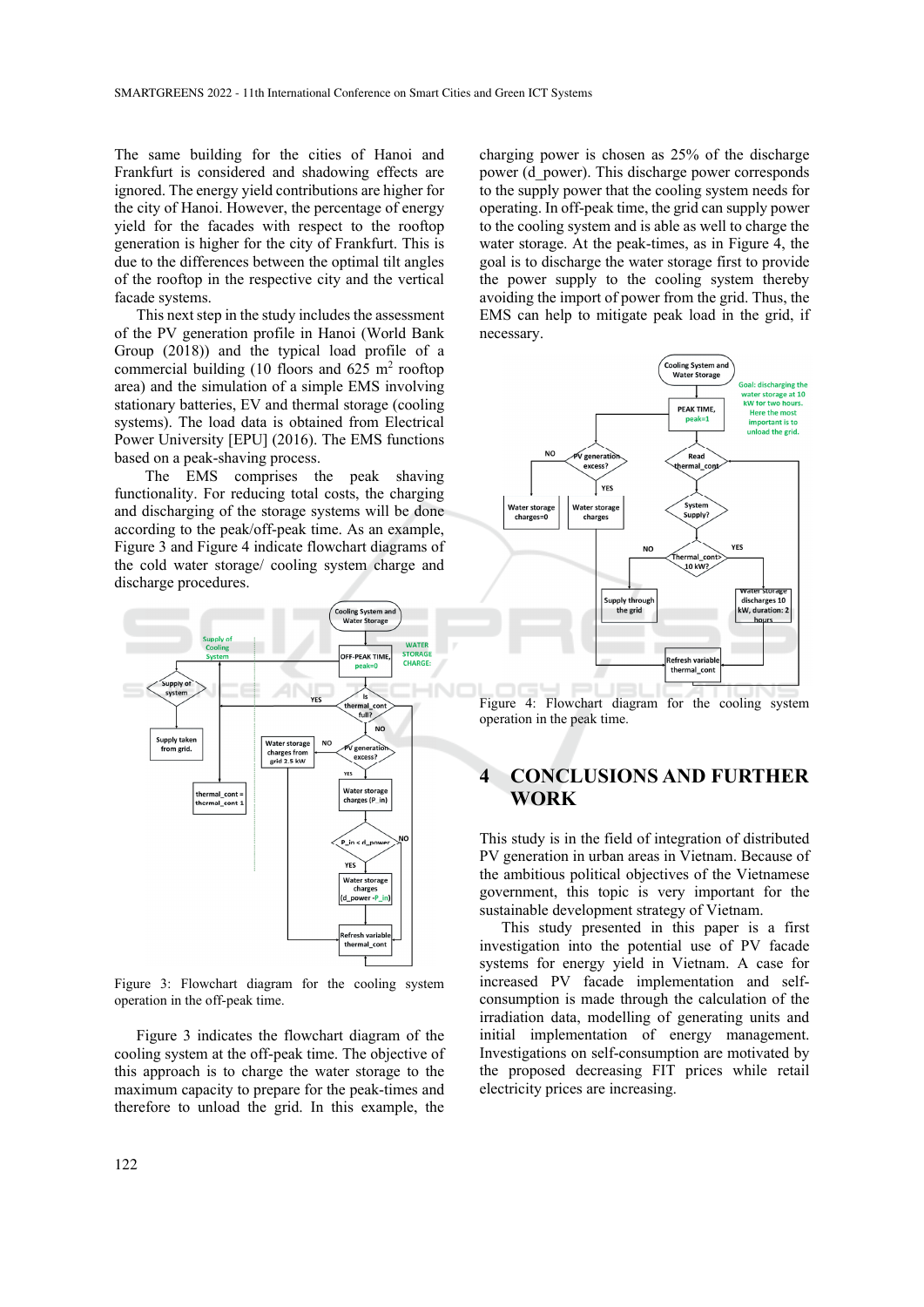The same building for the cities of Hanoi and Frankfurt is considered and shadowing effects are ignored. The energy yield contributions are higher for the city of Hanoi. However, the percentage of energy yield for the facades with respect to the rooftop generation is higher for the city of Frankfurt. This is due to the differences between the optimal tilt angles of the rooftop in the respective city and the vertical facade systems.

This next step in the study includes the assessment of the PV generation profile in Hanoi (World Bank Group (2018)) and the typical load profile of a commercial building (10 floors and 625 $m^2$ rooftop area) and the simulation of a simple EMS involving stationary batteries, EV and thermal storage (cooling systems). The load data is obtained from Electrical Power University [EPU] (2016). The EMS functions based on a peak-shaving process.

The EMS comprises the peak shaving functionality. For reducing total costs, the charging and discharging of the storage systems will be done according to the peak/off-peak time. As an example, Figure 3 and Figure 4 indicate flowchart diagrams of the cold water storage/ cooling system charge and discharge procedures.

Figure 3: Flowchart diagram for the cooling system operation in the off-peak time.

Figure 3 indicates the flowchart diagram of the cooling system at the off-peak time. The objective of this approach is to charge the water storage to the maximum capacity to prepare for the peak-times and therefore to unload the grid. In this example, the charging power is chosen as 25% of the discharge power (d_power). This discharge power corresponds to the supply power that the cooling system needs for operating. In off-peak time, the grid can supply power to the cooling system and is able as well to charge the water storage. At the peak-times, as in Figure 4, the goal is to discharge the water storage first to provide the power supply to the cooling system thereby avoiding the import of power from the grid. Thus, the EMS can help to mitigate peak load in the grid, if necessary.

Figure 4: Flowchart diagram for the cooling system operation in the peak time.

## 4 CONCLUSIONS AND FURTHER WORK

This study is in the field of integration of distributed PV generation in urban areas in Vietnam. Because of the ambitious political objectives of the Vietnamese government, this topic is very important for the sustainable development strategy of Vietnam.

This study presented in this paper is a first investigation into the potential use of PV facade systems for energy yield in Vietnam. A case for increased PV facade implementation and self-consumption is made through the calculation of the irradiation data, modelling of generating units and initial implementation of energy management. Investigations on self-consumption are motivated by the proposed decreasing FIT prices while retail electricity prices are increasing.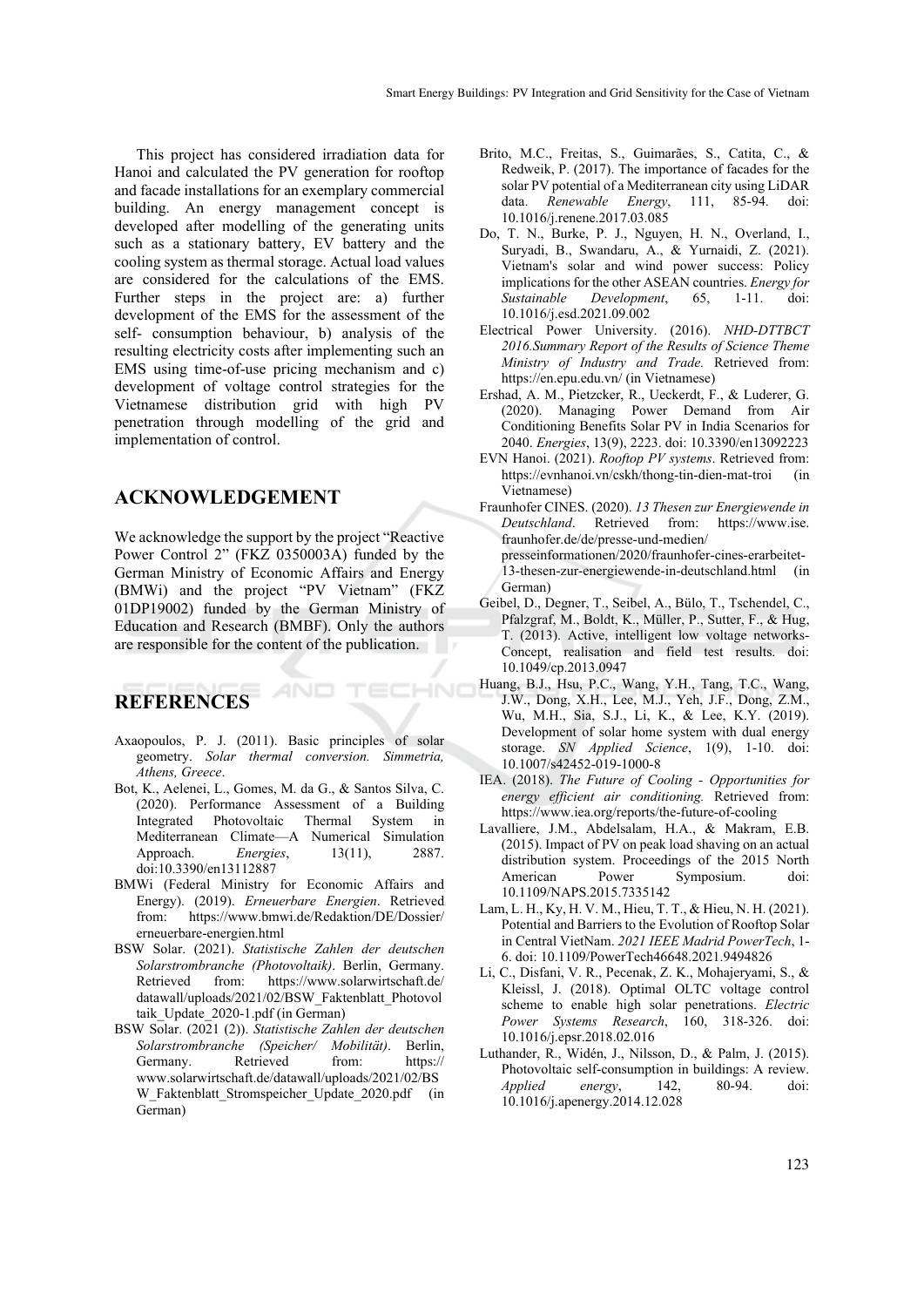This project has considered irradiation data for Hanoi and calculated the PV generation for rooftop and facade installations for an exemplary commercial building. An energy management concept is developed after modelling of the generating units such as a stationary battery, EV battery and the cooling system as thermal storage. Actual load values are considered for the calculations of the EMS. Further steps in the project are: a) further development of the EMS for the assessment of the self- consumption behaviour, b) analysis of the resulting electricity costs after implementing such an EMS using time-of-use pricing mechanism and c) development of voltage control strategies for the Vietnamese distribution grid with high PV penetration through modelling of the grid and implementation of control.

## ACKNOWLEDGEMENT

We acknowledge the support by the project "Reactive Power Control 2" (FKZ 0350003A) funded by the German Ministry of Economic Affairs and Energy (BMWi) and the project "PV Vietnam" (FKZ 01DP19002) funded by the German Ministry of Education and Research (BMBF). Only the authors are responsible for the content of the publication.

## REFERENCES

Axaopoulos, P. J. (2011). Basic principles of solar geometry. *Solar thermal conversion. Simmetria, Athens, Greece*.

Bot, K., Aelenei, L., Gomes, M. da G., & Santos Silva, C. (2020). Performance Assessment of a Building Integrated Photovoltaic Thermal System in Mediterranean Climate—A Numerical Simulation Approach. *Energies*, 13(11), 2887. doi:10.3390/en13112887

BMWi (Federal Ministry for Economic Affairs and Energy). (2019). *Erneuerbare Energien*. Retrieved from: https://www.bmwi.de/Redaktion/DE/Dossier/erneuerbare-energien.html

BSW Solar. (2021). *Statistische Zahlen der deutschen Solarstrombranche (Photovoltaik)*. Berlin, Germany. Retrieved from: https://www.solarwirtschaft.de/datawall/uploads/2021/02/BSW_Faktenblatt_Photovoltaik_Update_2020-1.pdf (in German)

BSW Solar. (2021 (2)). *Statistische Zahlen der deutschen Solarstrombranche (Speicher/ Mobilität)*. Berlin, Germany. Retrieved from: https://www.solarwirtschaft.de/datawall/uploads/2021/02/BSW_Faktenblatt_Stromspeicher_Update_2020.pdf (in German)

Brito, M.C., Freitas, S., Guimarães, S., Catita, C., & Redweik, P. (2017). The importance of facades for the solar PV potential of a Mediterranean city using LiDAR data. *Renewable Energy*, 111, 85-94. doi: 10.1016/j.renene.2017.03.085

Do, T. N., Burke, P. J., Nguyen, H. N., Overland, I., Suryadi, B., Swandaru, A., & Yurnaidi, Z. (2021). Vietnam's solar and wind power success: Policy implications for the other ASEAN countries. *Energy for Sustainable Development*, 65, 1-11. doi: 10.1016/j.esd.2021.09.002

Electrical Power University. (2016). *NHD-DTTBCT 2016.Summary Report of the Results of Science Theme Ministry of Industry and Trade.* Retrieved from: https://en.epu.edu.vn/ (in Vietnamese)

Ershad, A. M., Pietzcker, R., Ueckerdt, F., & Luderer, G. (2020). Managing Power Demand from Air Conditioning Benefits Solar PV in India Scenarios for 2040. *Energies*, 13(9), 2223. doi: 10.3390/en13092223

EVN Hanoi. (2021). *Rooftop PV systems*. Retrieved from: https://evnhanoi.vn/cskh/thong-tin-dien-mat-troi (in Vietnamese)

Fraunhofer CINES. (2020). *13 Thesen zur Energiewende in Deutschland*. Retrieved from: https://www.ise.fraunhofer.de/de/presse-und-medien/presseinformationen/2020/fraunhofer-cines-erarbeitet-13-thesen-zur-energiewende-in-deutschland.html (in German)

Geibel, D., Degner, T., Seibel, A., Bülo, T., Tschendel, C., Pfalzgraf, M., Boldt, K., Müller, P., Sutter, F., & Hug, T. (2013). Active, intelligent low voltage networks-Concept, realisation and field test results. doi: 10.1049/cp.2013.0947

Huang, B.J., Hsu, P.C., Wang, Y.H., Tang, T.C., Wang, J.W., Dong, X.H., Lee, M.J., Yeh, J.F., Dong, Z.M., Wu, M.H., Sia, S.J., Li, K., & Lee, K.Y. (2019). Development of solar home system with dual energy storage. *SN Applied Science*, 1(9), 1-10. doi: 10.1007/s42452-019-1000-8

IEA. (2018). *The Future of Cooling - Opportunities for energy efficient air conditioning.* Retrieved from: https://www.iea.org/reports/the-future-of-cooling

Lavalliere, J.M., Abdelsalam, H.A., & Makram, E.B. (2015). Impact of PV on peak load shaving on an actual distribution system. Proceedings of the 2015 North American Power Symposium. doi: 10.1109/NAPS.2015.7335142

Lam, L. H., Ky, H. V. M., Hieu, T. T., & Hieu, N. H. (2021). Potential and Barriers to the Evolution of Rooftop Solar in Central VietNam. *2021 IEEE Madrid PowerTech*, 1-6. doi: 10.1109/PowerTech46648.2021.9494826

Li, C., Disfani, V. R., Pecenak, Z. K., Mohajeryami, S., & Kleissl, J. (2018). Optimal OLTC voltage control scheme to enable high solar penetrations. *Electric Power Systems Research*, 160, 318-326. doi: 10.1016/j.epsr.2018.02.016

Luthander, R., Widén, J., Nilsson, D., & Palm, J. (2015). Photovoltaic self-consumption in buildings: A review. *Applied energy*, 142, 80-94. doi: 10.1016/j.apenergy.2014.12.028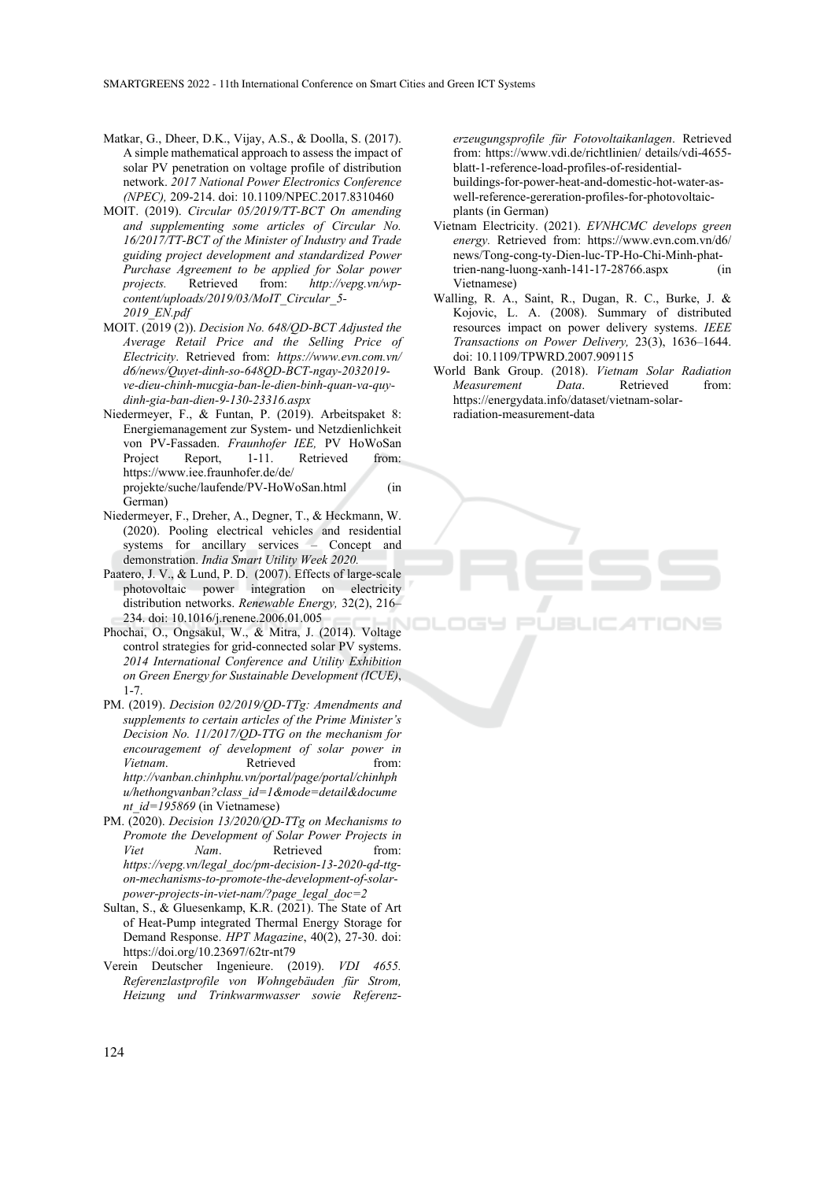Matkar, G., Dheer, D.K., Vijay, A.S., & Doolla, S. (2017). A simple mathematical approach to assess the impact of solar PV penetration on voltage profile of distribution network. *2017 National Power Electronics Conference (NPEC),* 209-214. doi: 10.1109/NPEC.2017.8310460

MOIT. (2019). *Circular 05/2019/TT-BCT On amending and supplementing some articles of Circular No. 16/2017/TT-BCT of the Minister of Industry and Trade guiding project development and standardized Power Purchase Agreement to be applied for Solar power projects.* Retrieved from: *http://vepg.vn/wp-content/uploads/2019/03/MoIT_Circular_5-2019_EN.pdf*

MOIT. (2019 (2)). *Decision No. 648/QD-BCT Adjusted the Average Retail Price and the Selling Price of Electricity*. Retrieved from: *https://www.evn.com.vn/d6/news/Quyet-dinh-so-648QD-BCT-ngay-2032019-ve-dieu-chinh-mucgia-ban-le-dien-binh-quan-va-quy-dinh-gia-ban-dien-9-130-23316.aspx*

Niedermeyer, F., & Funtan, P. (2019). Arbeitspaket 8: Energiemanagement zur System- und Netzdienlichkeit von PV-Fassaden. *Fraunhofer IEE,* PV HoWoSan Project Report, 1-11. Retrieved from: https://www.iee.fraunhofer.de/de/projekte/suche/laufende/PV-HoWoSan.html (in German)

Niedermeyer, F., Dreher, A., Degner, T., & Heckmann, W. (2020). Pooling electrical vehicles and residential systems for ancillary services – Concept and demonstration. *India Smart Utility Week 2020.*

Paatero, J. V., & Lund, P. D. (2007). Effects of large-scale photovoltaic power integration on electricity distribution networks. *Renewable Energy,* 32(2), 216–234. doi: 10.1016/j.renene.2006.01.005

Phochai, O., Ongsakul, W., & Mitra, J. (2014). Voltage control strategies for grid-connected solar PV systems. *2014 International Conference and Utility Exhibition on Green Energy for Sustainable Development (ICUE)*, 1-7.

PM. (2019). *Decision 02/2019/QD-TTg: Amendments and supplements to certain articles of the Prime Minister's Decision No. 11/2017/QD-TTG on the mechanism for encouragement of development of solar power in Vietnam*. Retrieved from: *http://vanban.chinhphu.vn/portal/page/portal/chinhphu/hethongvanban?class_id=1&mode=detail&document_id=195869* (in Vietnamese)

PM. (2020). *Decision 13/2020/QD-TTg on Mechanisms to Promote the Development of Solar Power Projects in Viet Nam*. Retrieved from: *https://vepg.vn/legal_doc/pm-decision-13-2020-qd-ttg-on-mechanisms-to-promote-the-development-of-solar-power-projects-in-viet-nam/?page_legal_doc=2*

Sultan, S., & Gluesenkamp, K.R. (2021). The State of Art of Heat-Pump integrated Thermal Energy Storage for Demand Response. *HPT Magazine*, 40(2), 27-30. doi: https://doi.org/10.23697/62tr-nt79

Verein Deutscher Ingenieure. (2019). *VDI 4655. Referenzlastprofile von Wohngebäuden für Strom, Heizung und Trinkwarmwasser sowie Referenz-erzeugungsprofile für Fotovoltaikanlagen*. Retrieved from: https://www.vdi.de/richtlinien/ details/vdi-4655-blatt-1-reference-load-profiles-of-residential-buildings-for-power-heat-and-domestic-hot-water-as-well-reference-gereration-profiles-for-photovoltaic-plants (in German)

Vietnam Electricity. (2021). *EVNHCMC develops green energy.* Retrieved from: https://www.evn.com.vn/d6/news/Tong-cong-ty-Dien-luc-TP-Ho-Chi-Minh-phat-trien-nang-luong-xanh-141-17-28766.aspx (in Vietnamese)

Walling, R. A., Saint, R., Dugan, R. C., Burke, J. & Kojovic, L. A. (2008). Summary of distributed resources impact on power delivery systems. *IEEE Transactions on Power Delivery,* 23(3), 1636–1644. doi: 10.1109/TPWRD.2007.909115

World Bank Group. (2018). *Vietnam Solar Radiation Measurement Data*. Retrieved from: https://energydata.info/dataset/vietnam-solar-radiation-measurement-data